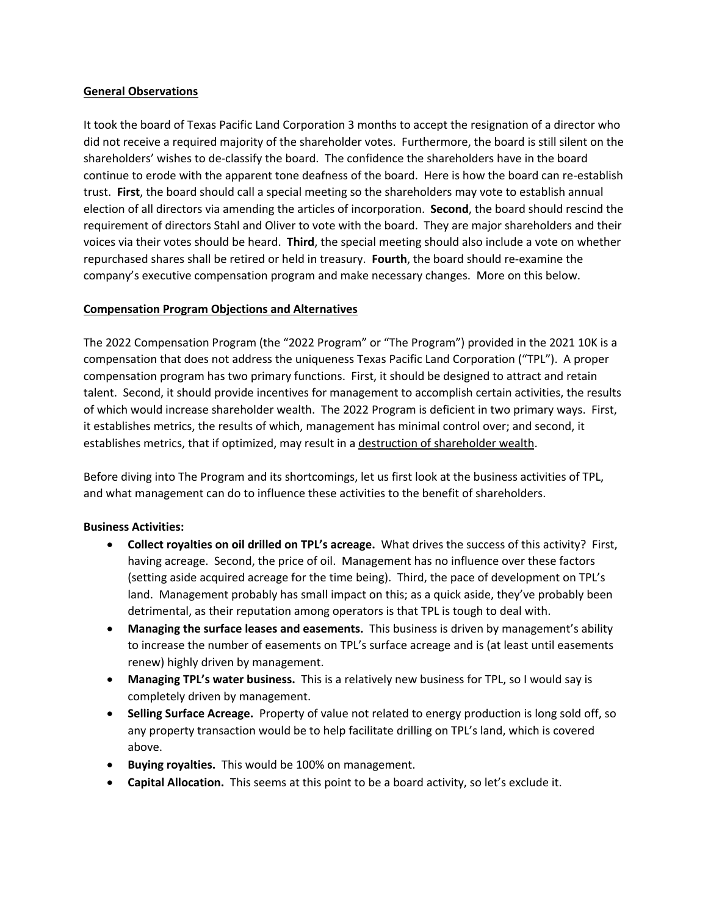**<u>General Observations</u>**

It took the board of Texas Pacific Land Corporation 3 months to accept the resignation of a director who did not receive a required majority of the shareholder votes. Furthermore, the board is still silent on the shareholders' wishes to de-classify the board. The confidence the shareholders have in the board continue to erode with the apparent tone deafness of the board. Here is how the board can re-establish trust. **First**, the board should call a special meeting so the shareholders may vote to establish annual election of all directors via amending the articles of incorporation. **Second**, the board should rescind the requirement of directors Stahl and Oliver to vote with the board. They are major shareholders and their voices via their votes should be heard. **Third**, the special meeting should also include a vote on whether repurchased shares shall be retired or held in treasury. **Fourth**, the board should re-examine the company's executive compensation program and make necessary changes. More on this below.

**<u>Compensation Program Objections and Alternatives</u>**

The 2022 Compensation Program (the "2022 Program" or "The Program") provided in the 2021 10K is a compensation that does not address the uniqueness Texas Pacific Land Corporation ("TPL"). A proper compensation program has two primary functions. First, it should be designed to attract and retain talent. Second, it should provide incentives for management to accomplish certain activities, the results of which would increase shareholder wealth. The 2022 Program is deficient in two primary ways. First, it establishes metrics, the results of which, management has minimal control over; and second, it establishes metrics, that if optimized, may result in a <u>destruction of shareholder wealth</u>.

Before diving into The Program and its shortcomings, let us first look at the business activities of TPL, and what management can do to influence these activities to the benefit of shareholders.

**Business Activities:**

- **Collect royalties on oil drilled on TPL's acreage.** What drives the success of this activity? First, having acreage. Second, the price of oil. Management has no influence over these factors (setting aside acquired acreage for the time being). Third, the pace of development on TPL's land. Management probably has small impact on this; as a quick aside, they've probably been detrimental, as their reputation among operators is that TPL is tough to deal with.
- **Managing the surface leases and easements.** This business is driven by management's ability to increase the number of easements on TPL's surface acreage and is (at least until easements renew) highly driven by management.
- **Managing TPL's water business.** This is a relatively new business for TPL, so I would say is completely driven by management.
- **Selling Surface Acreage.** Property of value not related to energy production is long sold off, so any property transaction would be to help facilitate drilling on TPL's land, which is covered above.
- **Buying royalties.** This would be 100% on management.
- **Capital Allocation.** This seems at this point to be a board activity, so let's exclude it.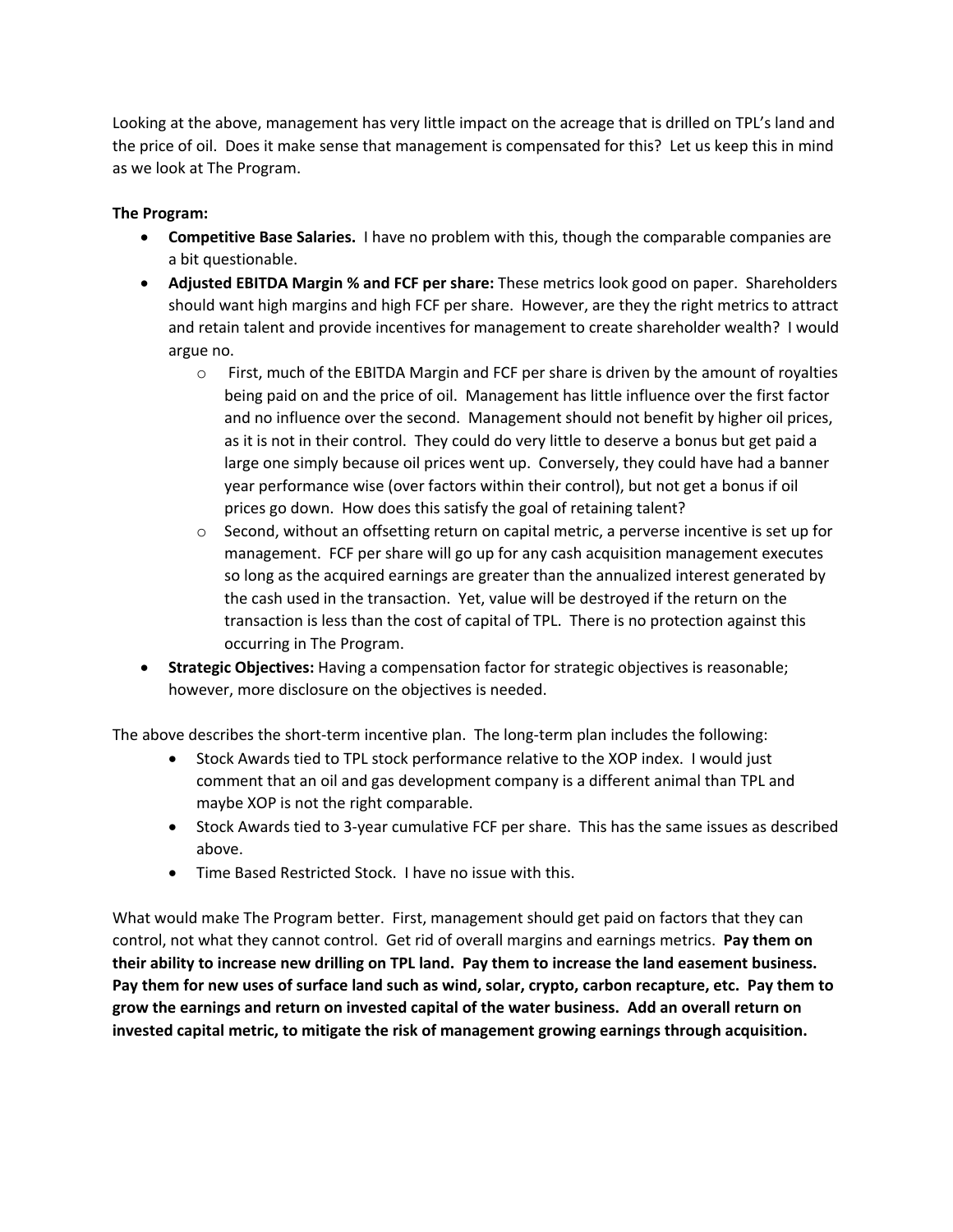Looking at the above, management has very little impact on the acreage that is drilled on TPL's land and the price of oil. Does it make sense that management is compensated for this? Let us keep this in mind as we look at The Program.

**The Program:**

- **Competitive Base Salaries.** I have no problem with this, though the comparable companies are a bit questionable.
- **Adjusted EBITDA Margin % and FCF per share:** These metrics look good on paper. Shareholders should want high margins and high FCF per share. However, are they the right metrics to attract and retain talent and provide incentives for management to create shareholder wealth? I would argue no.
  - First, much of the EBITDA Margin and FCF per share is driven by the amount of royalties being paid on and the price of oil. Management has little influence over the first factor and no influence over the second. Management should not benefit by higher oil prices, as it is not in their control. They could do very little to deserve a bonus but get paid a large one simply because oil prices went up. Conversely, they could have had a banner year performance wise (over factors within their control), but not get a bonus if oil prices go down. How does this satisfy the goal of retaining talent?
  - Second, without an offsetting return on capital metric, a perverse incentive is set up for management. FCF per share will go up for any cash acquisition management executes so long as the acquired earnings are greater than the annualized interest generated by the cash used in the transaction. Yet, value will be destroyed if the return on the transaction is less than the cost of capital of TPL. There is no protection against this occurring in The Program.
- **Strategic Objectives:** Having a compensation factor for strategic objectives is reasonable; however, more disclosure on the objectives is needed.

The above describes the short-term incentive plan. The long-term plan includes the following:

- Stock Awards tied to TPL stock performance relative to the XOP index. I would just comment that an oil and gas development company is a different animal than TPL and maybe XOP is not the right comparable.
- Stock Awards tied to 3-year cumulative FCF per share. This has the same issues as described above.
- Time Based Restricted Stock. I have no issue with this.

What would make The Program better. First, management should get paid on factors that they can control, not what they cannot control. Get rid of overall margins and earnings metrics. **Pay them on their ability to increase new drilling on TPL land. Pay them to increase the land easement business. Pay them for new uses of surface land such as wind, solar, crypto, carbon recapture, etc. Pay them to grow the earnings and return on invested capital of the water business. Add an overall return on invested capital metric, to mitigate the risk of management growing earnings through acquisition.**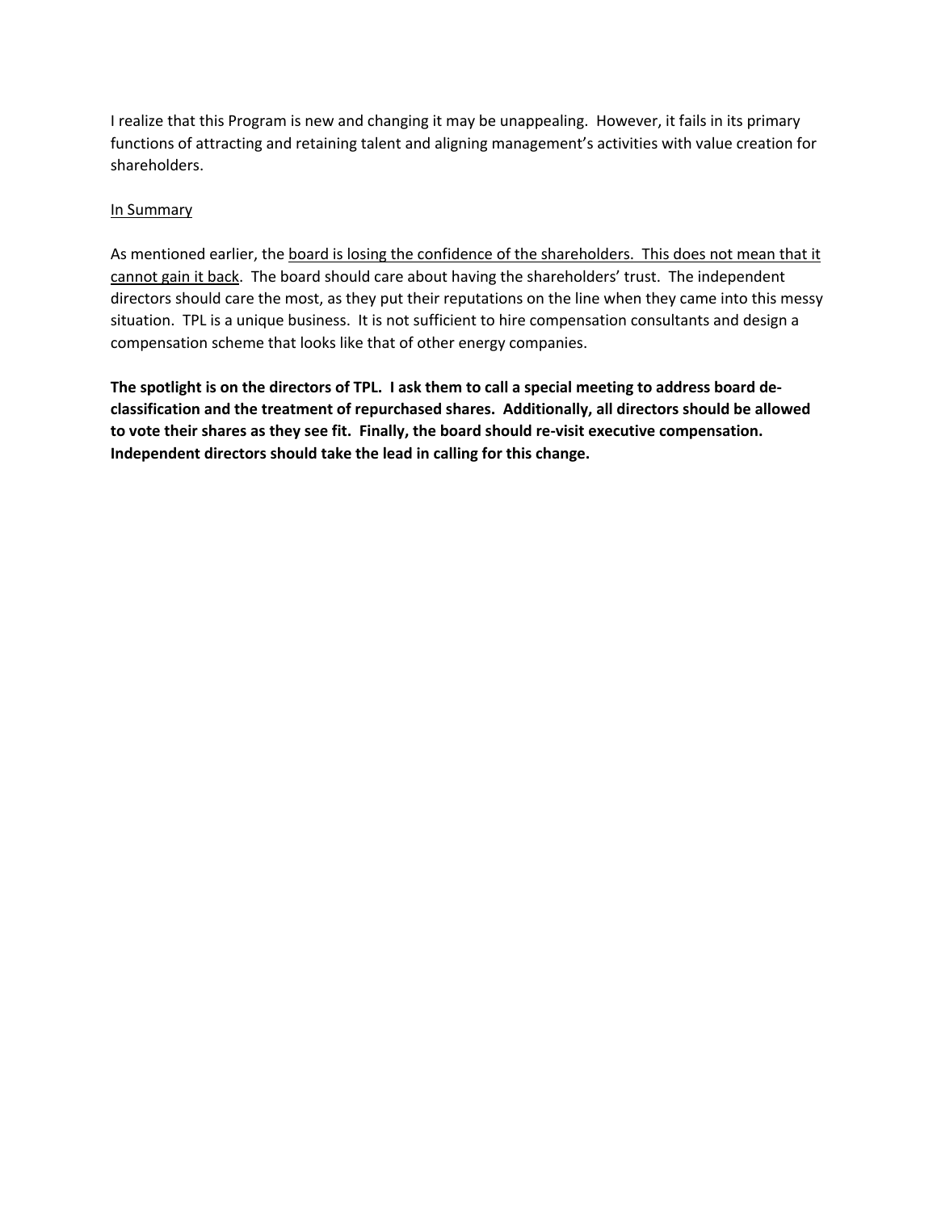I realize that this Program is new and changing it may be unappealing. However, it fails in its primary functions of attracting and retaining talent and aligning management's activities with value creation for shareholders.

<u>In Summary</u>

As mentioned earlier, the <u>board is losing the confidence of the shareholders. This does not mean that it cannot gain it back</u>. The board should care about having the shareholders' trust. The independent directors should care the most, as they put their reputations on the line when they came into this messy situation. TPL is a unique business. It is not sufficient to hire compensation consultants and design a compensation scheme that looks like that of other energy companies.

**The spotlight is on the directors of TPL. I ask them to call a special meeting to address board de-classification and the treatment of repurchased shares. Additionally, all directors should be allowed to vote their shares as they see fit. Finally, the board should re-visit executive compensation. Independent directors should take the lead in calling for this change.**